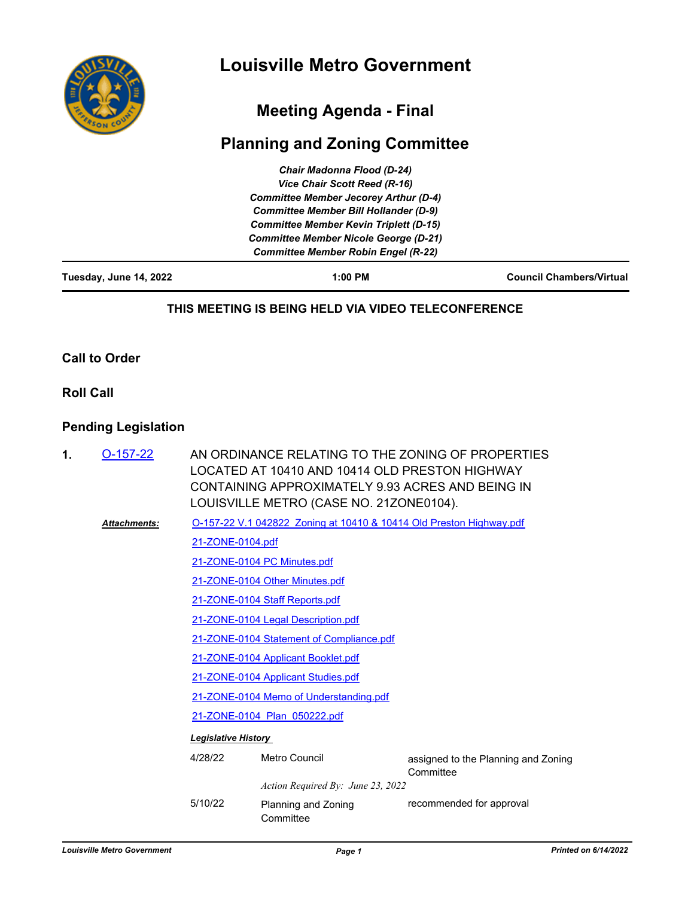# Louisville Metro Government

## Meeting Agenda - Final

## Planning and Zoning Committee

*Chair Madonna Flood (D-24)*
*Vice Chair Scott Reed (R-16)*
*Committee Member Jecorey Arthur (D-4)*
*Committee Member Bill Hollander (D-9)*
*Committee Member Kevin Triplett (D-15)*
*Committee Member Nicole George (D-21)*
*Committee Member Robin Engel (R-22)*

**Tuesday, June 14, 2022** | **1:00 PM** | **Council Chambers/Virtual**

**THIS MEETING IS BEING HELD VIA VIDEO TELECONFERENCE**

### Call to Order

### Roll Call

### Pending Legislation

**1.** O-157-22 — AN ORDINANCE RELATING TO THE ZONING OF PROPERTIES LOCATED AT 10410 AND 10414 OLD PRESTON HIGHWAY CONTAINING APPROXIMATELY 9.93 ACRES AND BEING IN LOUISVILLE METRO (CASE NO. 21ZONE0104).

***Attachments:***
- O-157-22 V.1 042822 Zoning at 10410 & 10414 Old Preston Highway.pdf
- 21-ZONE-0104.pdf
- 21-ZONE-0104 PC Minutes.pdf
- 21-ZONE-0104 Other Minutes.pdf
- 21-ZONE-0104 Staff Reports.pdf
- 21-ZONE-0104 Legal Description.pdf
- 21-ZONE-0104 Statement of Compliance.pdf
- 21-ZONE-0104 Applicant Booklet.pdf
- 21-ZONE-0104 Applicant Studies.pdf
- 21-ZONE-0104 Memo of Understanding.pdf
- 21-ZONE-0104 Plan 050222.pdf

***Legislative History***

| Date | Body | Action |
|---|---|---|
| 4/28/22 | Metro Council | assigned to the Planning and Zoning Committee |
| | *Action Required By: June 23, 2022* | |
| 5/10/22 | Planning and Zoning Committee | recommended for approval |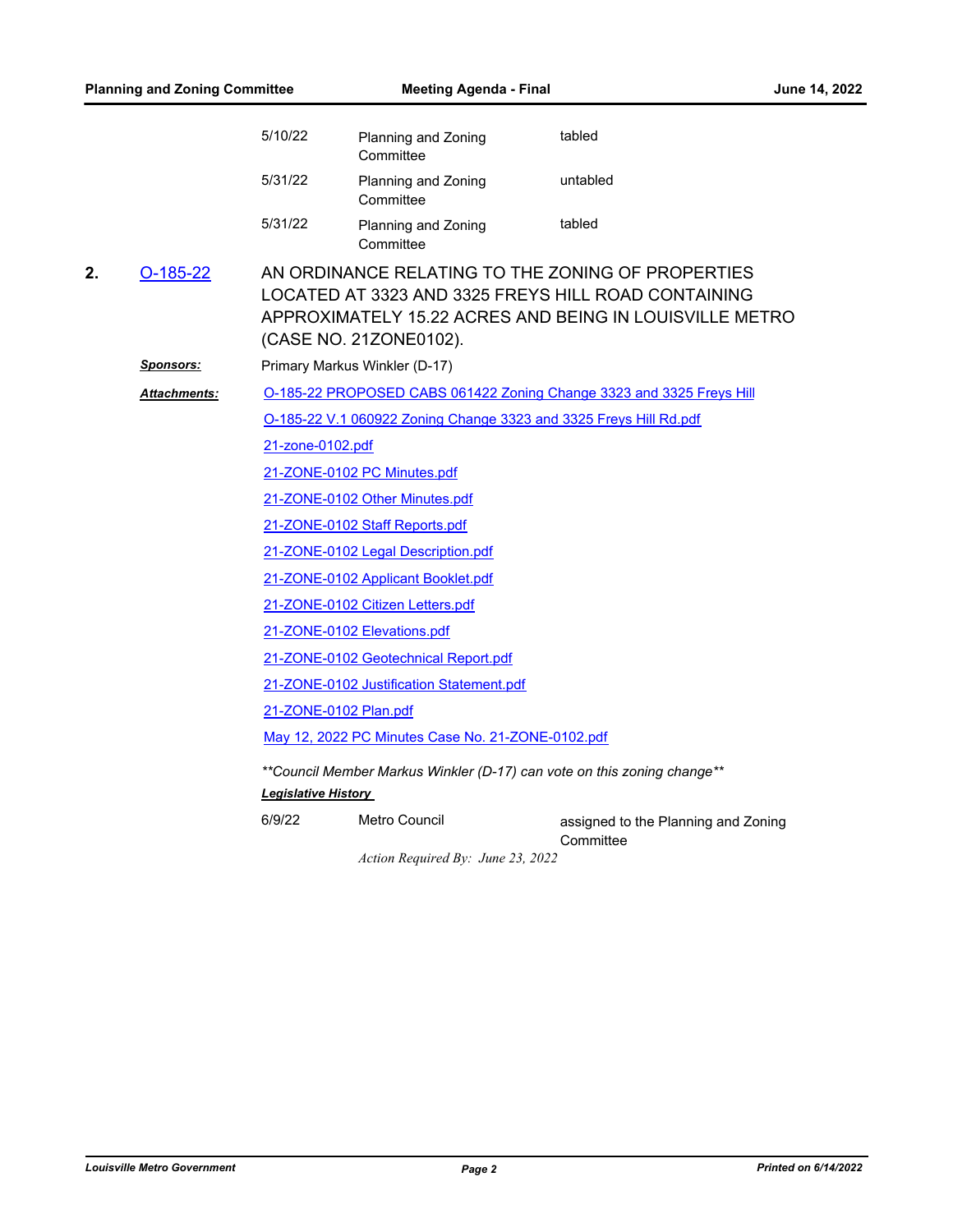| | | |
|---|---|---|
| 5/10/22 | Planning and Zoning Committee | tabled |
| 5/31/22 | Planning and Zoning Committee | untabled |
| 5/31/22 | Planning and Zoning Committee | tabled |

**2.** O-185-22 AN ORDINANCE RELATING TO THE ZONING OF PROPERTIES LOCATED AT 3323 AND 3325 FREYS HILL ROAD CONTAINING APPROXIMATELY 15.22 ACRES AND BEING IN LOUISVILLE METRO (CASE NO. 21ZONE0102).

***Sponsors:*** Primary Markus Winkler (D-17)

***Attachments:***
O-185-22 PROPOSED CABS 061422 Zoning Change 3323 and 3325 Freys Hill
O-185-22 V.1 060922 Zoning Change 3323 and 3325 Freys Hill Rd.pdf
21-zone-0102.pdf
21-ZONE-0102 PC Minutes.pdf
21-ZONE-0102 Other Minutes.pdf
21-ZONE-0102 Staff Reports.pdf
21-ZONE-0102 Legal Description.pdf
21-ZONE-0102 Applicant Booklet.pdf
21-ZONE-0102 Citizen Letters.pdf
21-ZONE-0102 Elevations.pdf
21-ZONE-0102 Geotechnical Report.pdf
21-ZONE-0102 Justification Statement.pdf
21-ZONE-0102 Plan.pdf
May 12, 2022 PC Minutes Case No. 21-ZONE-0102.pdf

*\*\*Council Member Markus Winkler (D-17) can vote on this zoning change\*\**

***Legislative History***

| | | |
|---|---|---|
| 6/9/22 | Metro Council | assigned to the Planning and Zoning Committee |

*Action Required By: June 23, 2022*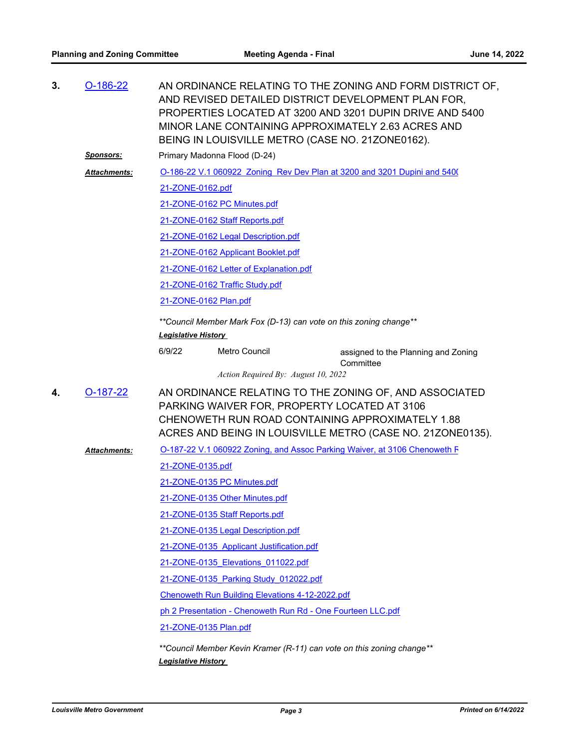**3.** O-186-22

AN ORDINANCE RELATING TO THE ZONING AND FORM DISTRICT OF, AND REVISED DETAILED DISTRICT DEVELOPMENT PLAN FOR, PROPERTIES LOCATED AT 3200 AND 3201 DUPIN DRIVE AND 5400 MINOR LANE CONTAINING APPROXIMATELY 2.63 ACRES AND BEING IN LOUISVILLE METRO (CASE NO. 21ZONE0162).

***Sponsors:*** Primary Madonna Flood (D-24)

***Attachments:***
- O-186-22 V.1 060922 Zoning Rev Dev Plan at 3200 and 3201 Dupini and 540(
- 21-ZONE-0162.pdf
- 21-ZONE-0162 PC Minutes.pdf
- 21-ZONE-0162 Staff Reports.pdf
- 21-ZONE-0162 Legal Description.pdf
- 21-ZONE-0162 Applicant Booklet.pdf
- 21-ZONE-0162 Letter of Explanation.pdf
- 21-ZONE-0162 Traffic Study.pdf
- 21-ZONE-0162 Plan.pdf

*\*\*Council Member Mark Fox (D-13) can vote on this zoning change\*\**

***Legislative History***

| | | |
|---|---|---|
| 6/9/22 | Metro Council | assigned to the Planning and Zoning Committee |

*Action Required By: August 10, 2022*

**4.** O-187-22

AN ORDINANCE RELATING TO THE ZONING OF, AND ASSOCIATED PARKING WAIVER FOR, PROPERTY LOCATED AT 3106 CHENOWETH RUN ROAD CONTAINING APPROXIMATELY 1.88 ACRES AND BEING IN LOUISVILLE METRO (CASE NO. 21ZONE0135).

***Attachments:***
- O-187-22 V.1 060922 Zoning, and Assoc Parking Waiver, at 3106 Chenoweth F
- 21-ZONE-0135.pdf
- 21-ZONE-0135 PC Minutes.pdf
- 21-ZONE-0135 Other Minutes.pdf
- 21-ZONE-0135 Staff Reports.pdf
- 21-ZONE-0135 Legal Description.pdf
- 21-ZONE-0135_Applicant Justification.pdf
- 21-ZONE-0135_Elevations_011022.pdf
- 21-ZONE-0135_Parking Study_012022.pdf
- Chenoweth Run Building Elevations 4-12-2022.pdf
- ph 2 Presentation - Chenoweth Run Rd - One Fourteen LLC.pdf
- 21-ZONE-0135 Plan.pdf

*\*\*Council Member Kevin Kramer (R-11) can vote on this zoning change\*\**

***Legislative History***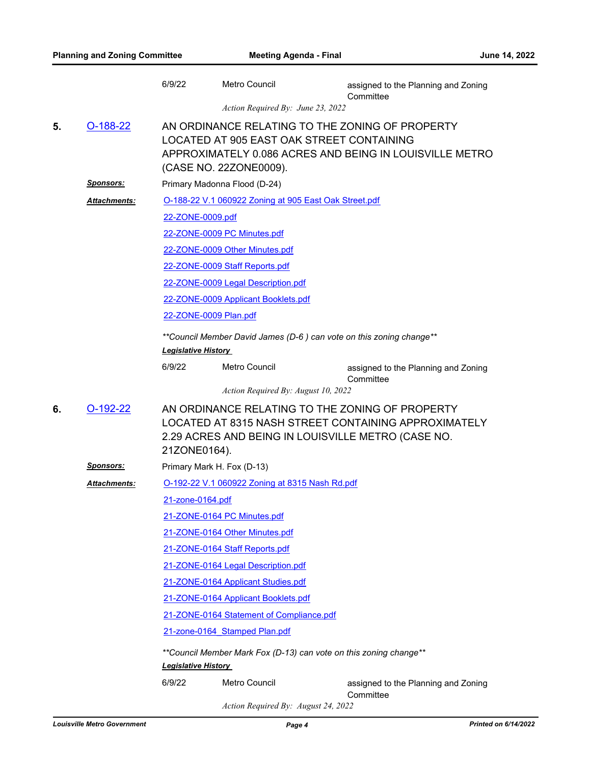| 6/9/22 | Metro Council | assigned to the Planning and Zoning Committee |
|---|---|---|

*Action Required By: June 23, 2022*

**5.** O-188-22 AN ORDINANCE RELATING TO THE ZONING OF PROPERTY LOCATED AT 905 EAST OAK STREET CONTAINING APPROXIMATELY 0.086 ACRES AND BEING IN LOUISVILLE METRO (CASE NO. 22ZONE0009).

***Sponsors:*** Primary Madonna Flood (D-24)

***Attachments:***
- O-188-22 V.1 060922 Zoning at 905 East Oak Street.pdf
- 22-ZONE-0009.pdf
- 22-ZONE-0009 PC Minutes.pdf
- 22-ZONE-0009 Other Minutes.pdf
- 22-ZONE-0009 Staff Reports.pdf
- 22-ZONE-0009 Legal Description.pdf
- 22-ZONE-0009 Applicant Booklets.pdf
- 22-ZONE-0009 Plan.pdf

*\*\*Council Member David James (D-6 ) can vote on this zoning change\*\**

***Legislative History***

| 6/9/22 | Metro Council | assigned to the Planning and Zoning Committee |
|---|---|---|

*Action Required By: August 10, 2022*

**6.** O-192-22 AN ORDINANCE RELATING TO THE ZONING OF PROPERTY LOCATED AT 8315 NASH STREET CONTAINING APPROXIMATELY 2.29 ACRES AND BEING IN LOUISVILLE METRO (CASE NO. 21ZONE0164).

***Sponsors:*** Primary Mark H. Fox (D-13)

***Attachments:***
- O-192-22 V.1 060922 Zoning at 8315 Nash Rd.pdf
- 21-zone-0164.pdf
- 21-ZONE-0164 PC Minutes.pdf
- 21-ZONE-0164 Other Minutes.pdf
- 21-ZONE-0164 Staff Reports.pdf
- 21-ZONE-0164 Legal Description.pdf
- 21-ZONE-0164 Applicant Studies.pdf
- 21-ZONE-0164 Applicant Booklets.pdf
- 21-ZONE-0164 Statement of Compliance.pdf
- 21-zone-0164_Stamped Plan.pdf

*\*\*Council Member Mark Fox (D-13) can vote on this zoning change\*\**

***Legislative History***

| 6/9/22 | Metro Council | assigned to the Planning and Zoning Committee |
|---|---|---|

*Action Required By: August 24, 2022*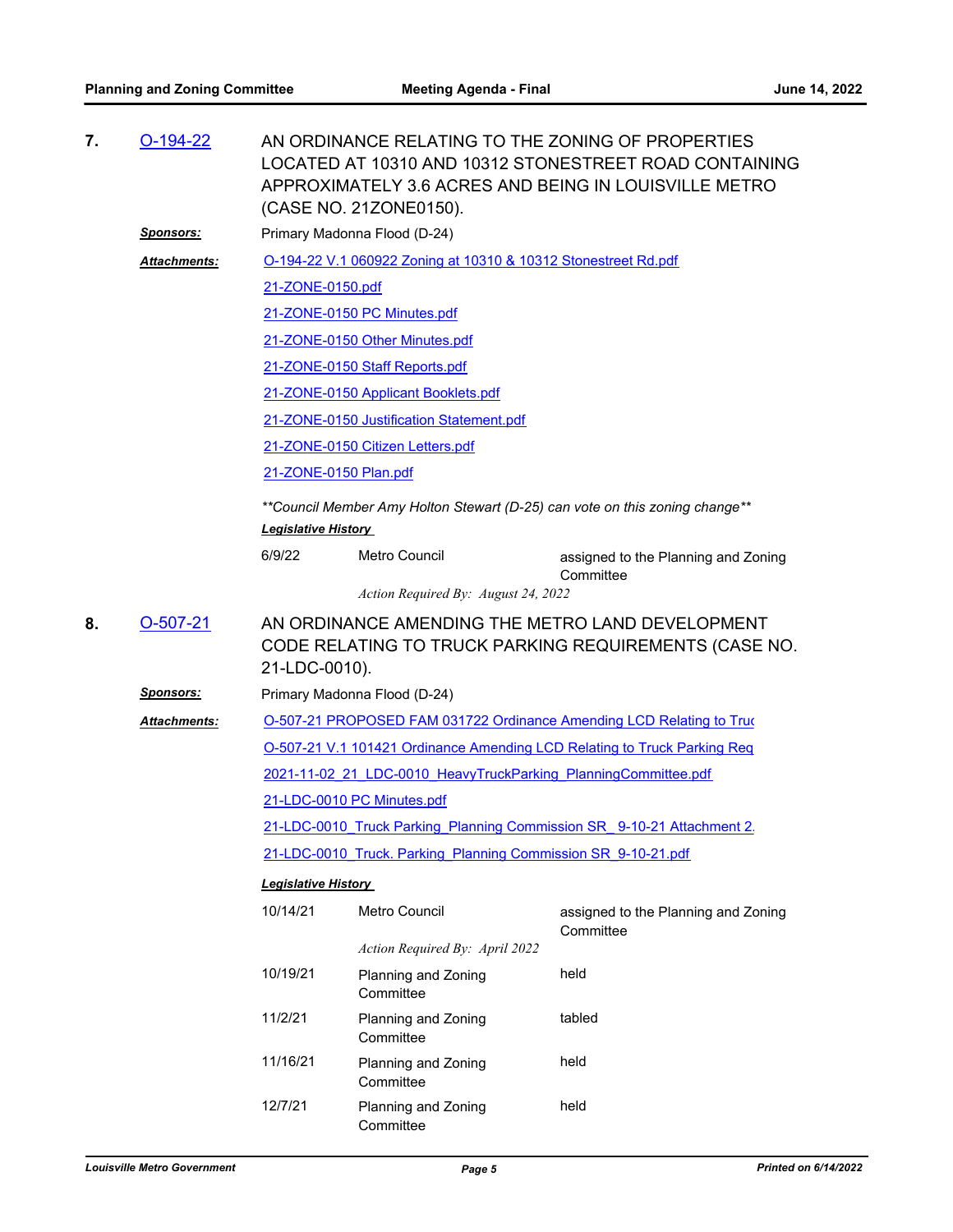**7.** O-194-22

AN ORDINANCE RELATING TO THE ZONING OF PROPERTIES LOCATED AT 10310 AND 10312 STONESTREET ROAD CONTAINING APPROXIMATELY 3.6 ACRES AND BEING IN LOUISVILLE METRO (CASE NO. 21ZONE0150).

***Sponsors:*** Primary Madonna Flood (D-24)

***Attachments:***
- O-194-22 V.1 060922 Zoning at 10310 & 10312 Stonestreet Rd.pdf
- 21-ZONE-0150.pdf
- 21-ZONE-0150 PC Minutes.pdf
- 21-ZONE-0150 Other Minutes.pdf
- 21-ZONE-0150 Staff Reports.pdf
- 21-ZONE-0150 Applicant Booklets.pdf
- 21-ZONE-0150 Justification Statement.pdf
- 21-ZONE-0150 Citizen Letters.pdf
- 21-ZONE-0150 Plan.pdf

*\*\*Council Member Amy Holton Stewart (D-25) can vote on this zoning change\*\**

***Legislative History***

| Date | Body | Action |
|---|---|---|
| 6/9/22 | Metro Council | assigned to the Planning and Zoning Committee |
| | *Action Required By: August 24, 2022* | |

**8.** O-507-21

AN ORDINANCE AMENDING THE METRO LAND DEVELOPMENT CODE RELATING TO TRUCK PARKING REQUIREMENTS (CASE NO. 21-LDC-0010).

***Sponsors:*** Primary Madonna Flood (D-24)

***Attachments:***
- O-507-21 PROPOSED FAM 031722 Ordinance Amending LCD Relating to Truc
- O-507-21 V.1 101421 Ordinance Amending LCD Relating to Truck Parking Req
- 2021-11-02_21_LDC-0010_HeavyTruckParking_PlanningCommittee.pdf
- 21-LDC-0010 PC Minutes.pdf
- 21-LDC-0010_Truck Parking_Planning Commission SR_ 9-10-21 Attachment 2.
- 21-LDC-0010_Truck. Parking_Planning Commission SR_9-10-21.pdf

***Legislative History***

| Date | Body | Action |
|---|---|---|
| 10/14/21 | Metro Council | assigned to the Planning and Zoning Committee |
| | *Action Required By: April 2022* | |
| 10/19/21 | Planning and Zoning Committee | held |
| 11/2/21 | Planning and Zoning Committee | tabled |
| 11/16/21 | Planning and Zoning Committee | held |
| 12/7/21 | Planning and Zoning Committee | held |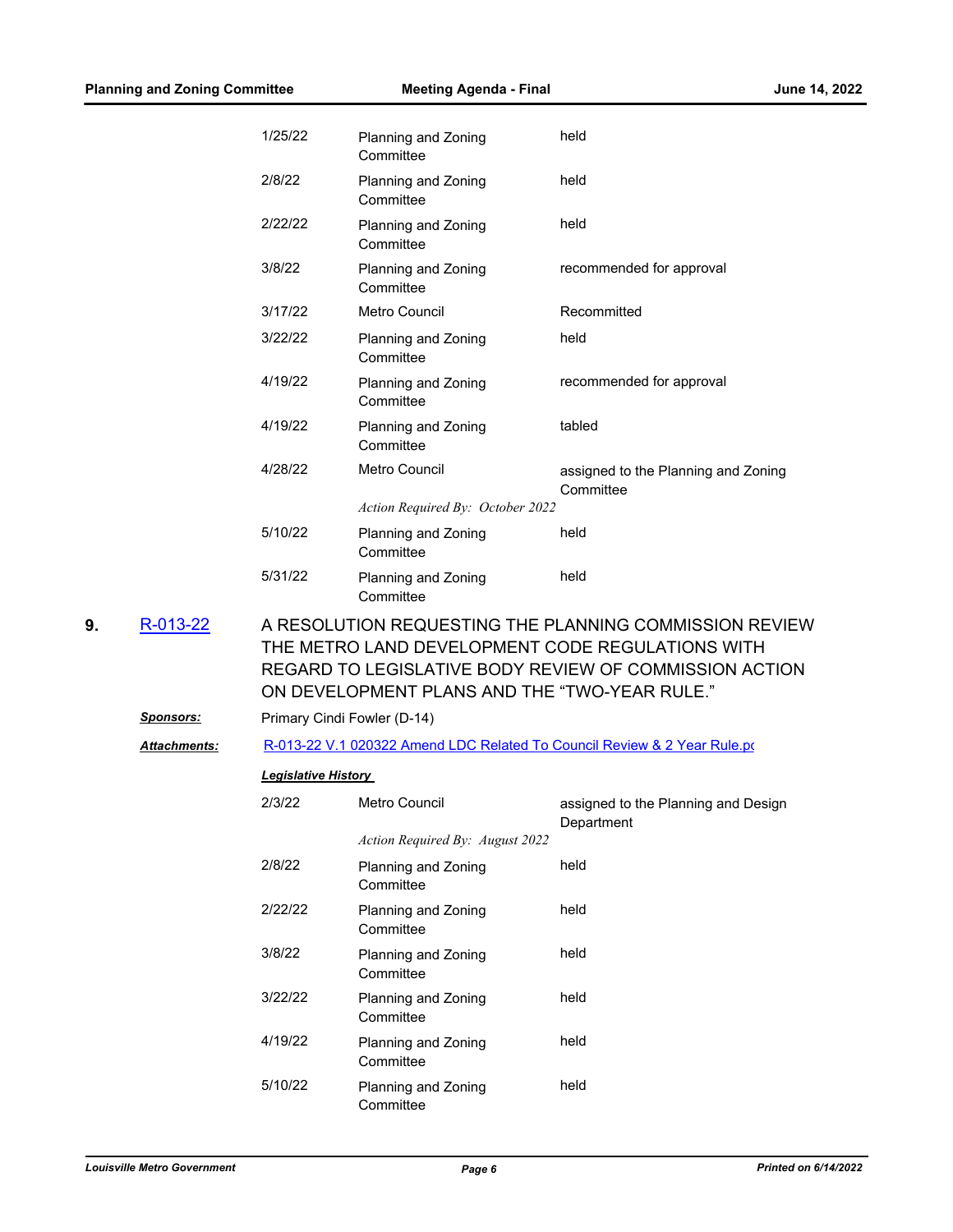| | | |
|---|---|---|
| 1/25/22 | Planning and Zoning Committee | held |
| 2/8/22 | Planning and Zoning Committee | held |
| 2/22/22 | Planning and Zoning Committee | held |
| 3/8/22 | Planning and Zoning Committee | recommended for approval |
| 3/17/22 | Metro Council | Recommitted |
| 3/22/22 | Planning and Zoning Committee | held |
| 4/19/22 | Planning and Zoning Committee | recommended for approval |
| 4/19/22 | Planning and Zoning Committee | tabled |
| 4/28/22 | Metro Council<br>*Action Required By: October 2022* | assigned to the Planning and Zoning Committee |
| 5/10/22 | Planning and Zoning Committee | held |
| 5/31/22 | Planning and Zoning Committee | held |

**9.** [R-013-22](R-013-22) A RESOLUTION REQUESTING THE PLANNING COMMISSION REVIEW THE METRO LAND DEVELOPMENT CODE REGULATIONS WITH REGARD TO LEGISLATIVE BODY REVIEW OF COMMISSION ACTION ON DEVELOPMENT PLANS AND THE "TWO-YEAR RULE."

***Sponsors:*** Primary Cindi Fowler (D-14)

***Attachments:*** R-013-22 V.1 020322 Amend LDC Related To Council Review & 2 Year Rule.pc

***Legislative History***

| | | |
|---|---|---|
| 2/3/22 | Metro Council<br>*Action Required By: August 2022* | assigned to the Planning and Design Department |
| 2/8/22 | Planning and Zoning Committee | held |
| 2/22/22 | Planning and Zoning Committee | held |
| 3/8/22 | Planning and Zoning Committee | held |
| 3/22/22 | Planning and Zoning Committee | held |
| 4/19/22 | Planning and Zoning Committee | held |
| 5/10/22 | Planning and Zoning Committee | held |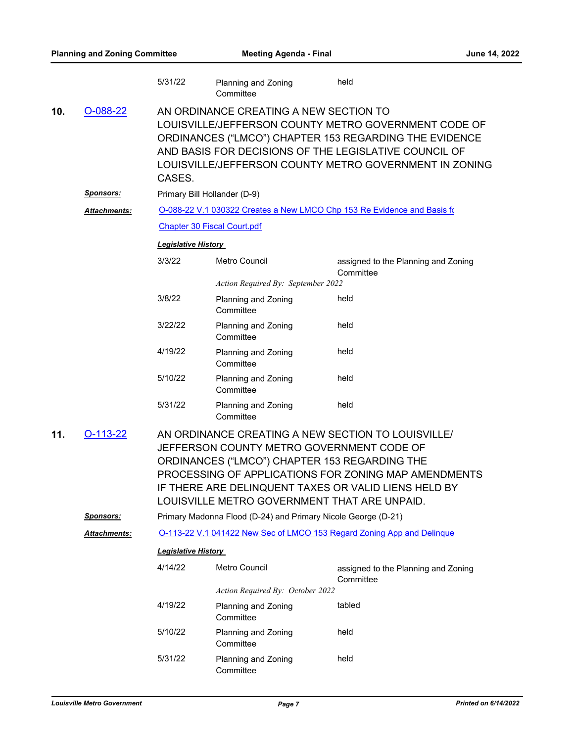| | | |
|---|---|---|
| 5/31/22 | Planning and Zoning Committee | held |

**10.** [O-088-22](O-088-22)

AN ORDINANCE CREATING A NEW SECTION TO LOUISVILLE/JEFFERSON COUNTY METRO GOVERNMENT CODE OF ORDINANCES ("LMCO") CHAPTER 153 REGARDING THE EVIDENCE AND BASIS FOR DECISIONS OF THE LEGISLATIVE COUNCIL OF LOUISVILLE/JEFFERSON COUNTY METRO GOVERNMENT IN ZONING CASES.

***Sponsors:*** Primary Bill Hollander (D-9)

***Attachments:*** O-088-22 V.1 030322 Creates a New LMCO Chp 153 Re Evidence and Basis fo

Chapter 30 Fiscal Court.pdf

***Legislative History***

| | | |
|---|---|---|
| 3/3/22 | Metro Council | assigned to the Planning and Zoning Committee |
| | *Action Required By: September 2022* | |
| 3/8/22 | Planning and Zoning Committee | held |
| 3/22/22 | Planning and Zoning Committee | held |
| 4/19/22 | Planning and Zoning Committee | held |
| 5/10/22 | Planning and Zoning Committee | held |
| 5/31/22 | Planning and Zoning Committee | held |

**11.** [O-113-22](O-113-22)

AN ORDINANCE CREATING A NEW SECTION TO LOUISVILLE/ JEFFERSON COUNTY METRO GOVERNMENT CODE OF ORDINANCES ("LMCO") CHAPTER 153 REGARDING THE PROCESSING OF APPLICATIONS FOR ZONING MAP AMENDMENTS IF THERE ARE DELINQUENT TAXES OR VALID LIENS HELD BY LOUISVILLE METRO GOVERNMENT THAT ARE UNPAID.

***Sponsors:*** Primary Madonna Flood (D-24) and Primary Nicole George (D-21)

***Attachments:*** O-113-22 V.1 041422 New Sec of LMCO 153 Regard Zoning App and Delinque

***Legislative History***

| | | |
|---|---|---|
| 4/14/22 | Metro Council | assigned to the Planning and Zoning Committee |
| | *Action Required By: October 2022* | |
| 4/19/22 | Planning and Zoning Committee | tabled |
| 5/10/22 | Planning and Zoning Committee | held |
| 5/31/22 | Planning and Zoning Committee | held |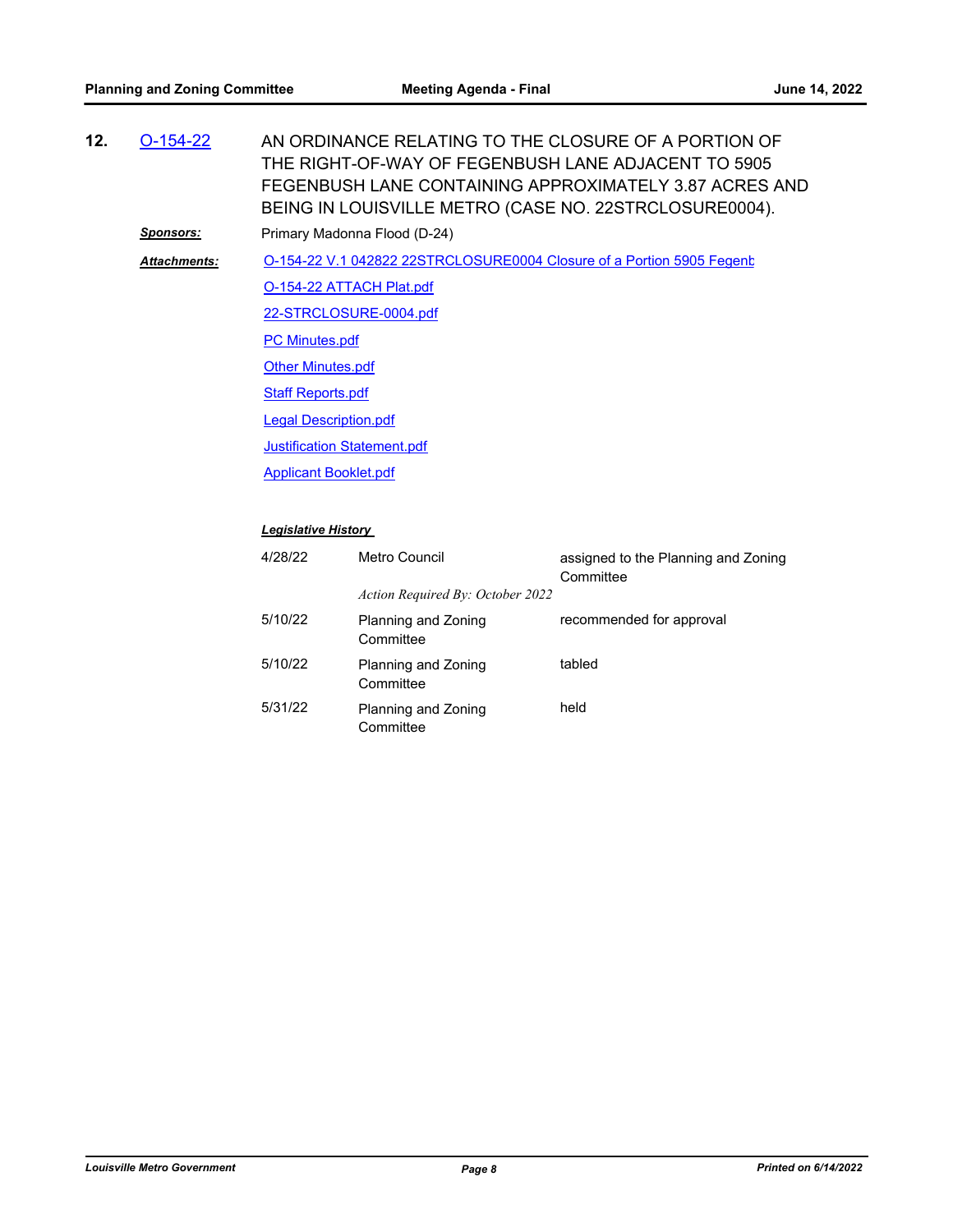**12.** O-154-22 AN ORDINANCE RELATING TO THE CLOSURE OF A PORTION OF THE RIGHT-OF-WAY OF FEGENBUSH LANE ADJACENT TO 5905 FEGENBUSH LANE CONTAINING APPROXIMATELY 3.87 ACRES AND BEING IN LOUISVILLE METRO (CASE NO. 22STRCLOSURE0004).

***Sponsors:*** Primary Madonna Flood (D-24)

***Attachments:*** O-154-22 V.1 042822 22STRCLOSURE0004 Closure of a Portion 5905 Fegenb

O-154-22 ATTACH Plat.pdf

22-STRCLOSURE-0004.pdf

PC Minutes.pdf

Other Minutes.pdf

Staff Reports.pdf

Legal Description.pdf

Justification Statement.pdf

Applicant Booklet.pdf

***Legislative History***

| | | |
|---|---|---|
| 4/28/22 | Metro Council<br>*Action Required By: October 2022* | assigned to the Planning and Zoning Committee |
| 5/10/22 | Planning and Zoning Committee | recommended for approval |
| 5/10/22 | Planning and Zoning Committee | tabled |
| 5/31/22 | Planning and Zoning Committee | held |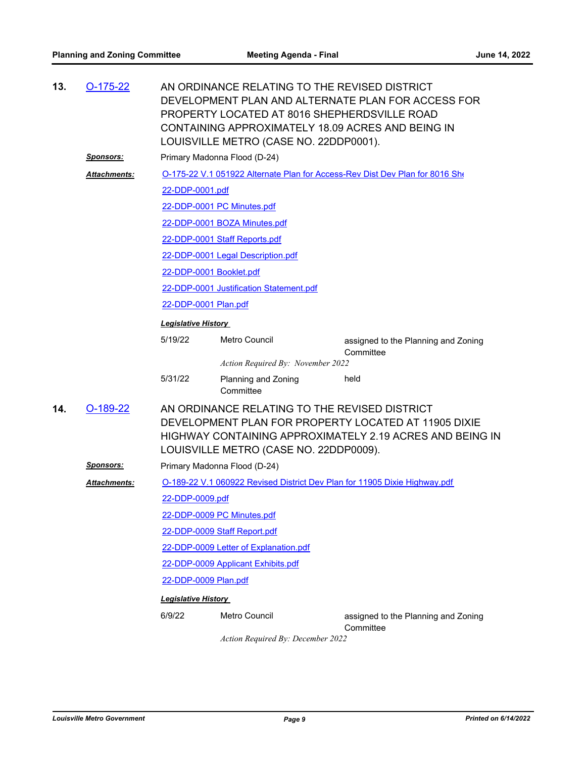**13.** O-175-22

AN ORDINANCE RELATING TO THE REVISED DISTRICT DEVELOPMENT PLAN AND ALTERNATE PLAN FOR ACCESS FOR PROPERTY LOCATED AT 8016 SHEPHERDSVILLE ROAD CONTAINING APPROXIMATELY 18.09 ACRES AND BEING IN LOUISVILLE METRO (CASE NO. 22DDP0001).

***Sponsors:*** Primary Madonna Flood (D-24)

***Attachments:***

- O-175-22 V.1 051922 Alternate Plan for Access-Rev Dist Dev Plan for 8016 She
- 22-DDP-0001.pdf
- 22-DDP-0001 PC Minutes.pdf
- 22-DDP-0001 BOZA Minutes.pdf
- 22-DDP-0001 Staff Reports.pdf
- 22-DDP-0001 Legal Description.pdf
- 22-DDP-0001 Booklet.pdf
- 22-DDP-0001 Justification Statement.pdf
- 22-DDP-0001 Plan.pdf

***Legislative History***

| Date | Body | Action |
|---|---|---|
| 5/19/22 | Metro Council | assigned to the Planning and Zoning Committee |
| | *Action Required By: November 2022* | |
| 5/31/22 | Planning and Zoning Committee | held |

**14.** O-189-22

AN ORDINANCE RELATING TO THE REVISED DISTRICT DEVELOPMENT PLAN FOR PROPERTY LOCATED AT 11905 DIXIE HIGHWAY CONTAINING APPROXIMATELY 2.19 ACRES AND BEING IN LOUISVILLE METRO (CASE NO. 22DDP0009).

***Sponsors:*** Primary Madonna Flood (D-24)

***Attachments:***

- O-189-22 V.1 060922 Revised District Dev Plan for 11905 Dixie Highway.pdf
- 22-DDP-0009.pdf
- 22-DDP-0009 PC Minutes.pdf
- 22-DDP-0009 Staff Report.pdf
- 22-DDP-0009 Letter of Explanation.pdf
- 22-DDP-0009 Applicant Exhibits.pdf
- 22-DDP-0009 Plan.pdf

***Legislative History***

| Date | Body | Action |
|---|---|---|
| 6/9/22 | Metro Council | assigned to the Planning and Zoning Committee |
| | *Action Required By: December 2022* | |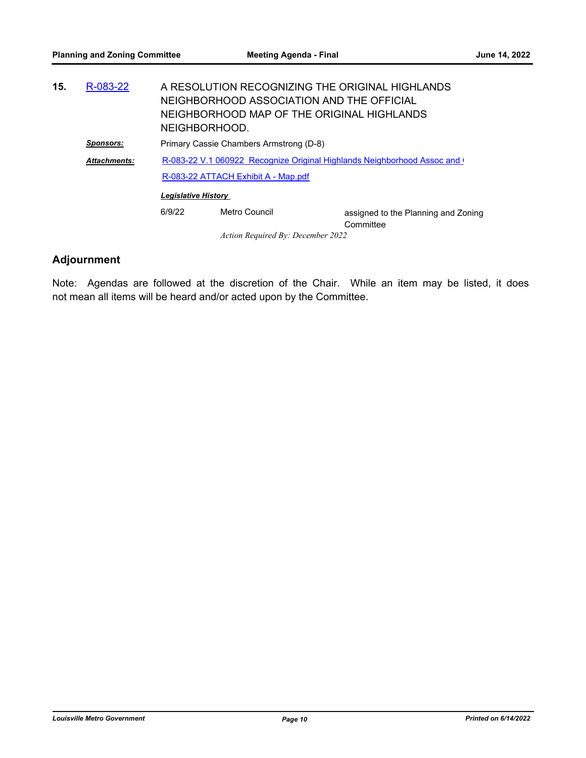**15.** R-083-22 A RESOLUTION RECOGNIZING THE ORIGINAL HIGHLANDS NEIGHBORHOOD ASSOCIATION AND THE OFFICIAL NEIGHBORHOOD MAP OF THE ORIGINAL HIGHLANDS NEIGHBORHOOD.

***Sponsors:*** Primary Cassie Chambers Armstrong (D-8)

***Attachments:*** R-083-22 V.1 060922 Recognize Original Highlands Neighborhood Assoc and (

R-083-22 ATTACH Exhibit A - Map.pdf

***Legislative History***

| | | |
|---|---|---|
| 6/9/22 | Metro Council | assigned to the Planning and Zoning Committee |

*Action Required By: December 2022*

## Adjournment

Note: Agendas are followed at the discretion of the Chair. While an item may be listed, it does not mean all items will be heard and/or acted upon by the Committee.